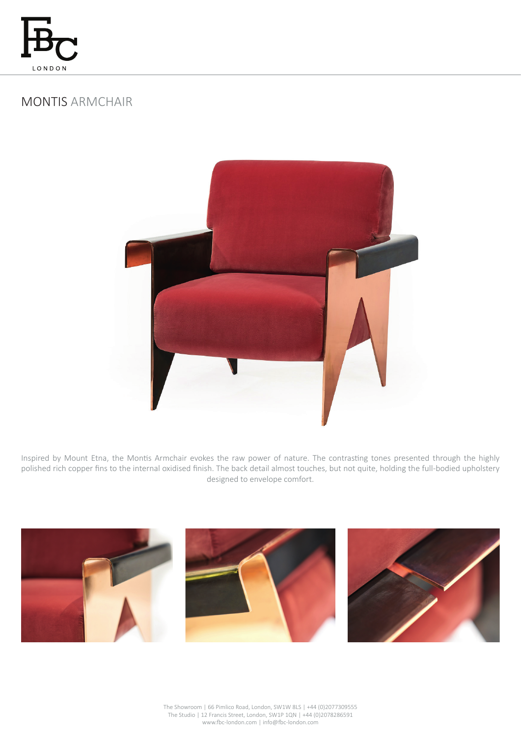# MONTIS ARMCHAIR

Inspired by Mount Etna, the Montis Armchair evokes the raw power of nature. The contrasting tones presented through the highly polished rich copper fins to the internal oxidised finish. The back detail almost touches, but not quite, holding the full-bodied upholstery designed to envelope comfort.

The Showroom | 66 Pimlico Road, London, SW1W 8LS | +44 (0)2077309555
The Studio | 12 Francis Street, London, SW1P 1QN | +44 (0)2078286591
www.fbc-london.com | info@fbc-london.com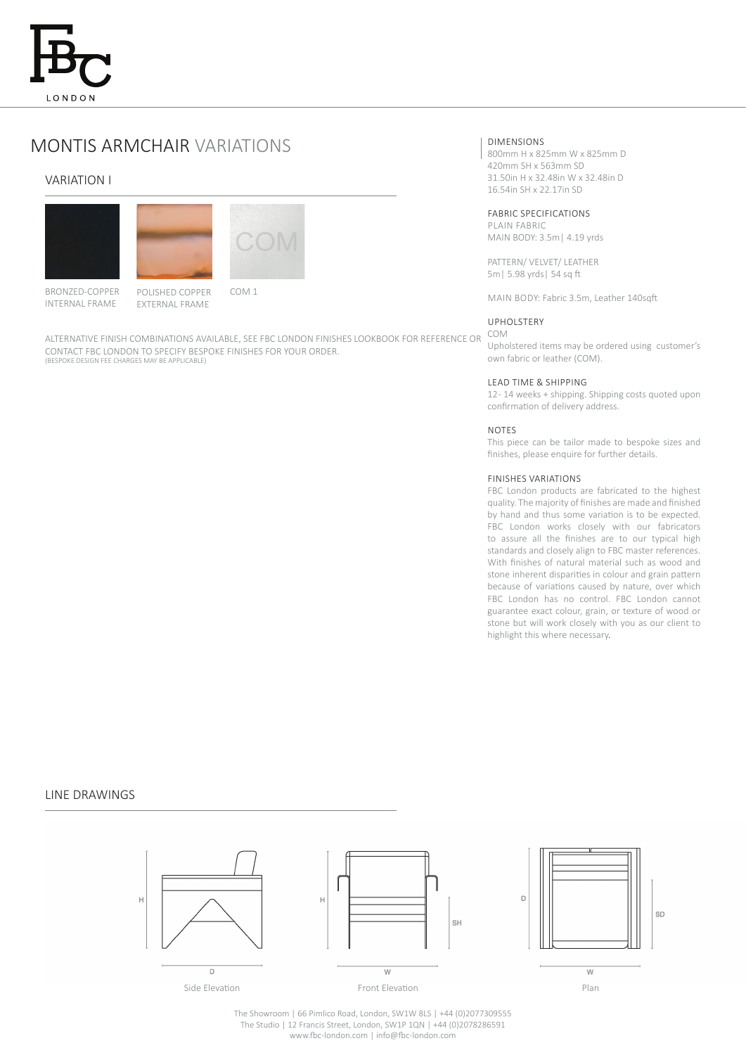# MONTIS ARMCHAIR VARIATIONS

## VARIATION I

BRONZED-COPPER INTERNAL FRAME

POLISHED COPPER EXTERNAL FRAME

COM 1

ALTERNATIVE FINISH COMBINATIONS AVAILABLE, SEE FBC LONDON FINISHES LOOKBOOK FOR REFERENCE OR CONTACT FBC LONDON TO SPECIFY BESPOKE FINISHES FOR YOUR ORDER.
(BESPOKE DESIGN FEE CHARGES MAY BE APPLICABLE)

### DIMENSIONS

800mm H x 825mm W x 825mm D
420mm SH x 563mm SD
31.50in H x 32.48in W x 32.48in D
16.54in SH x 22.17in SD

### FABRIC SPECIFICATIONS

PLAIN FABRIC
MAIN BODY: 3.5m| 4.19 yrds

PATTERN/ VELVET/ LEATHER
5m| 5.98 yrds| 54 sq ft

MAIN BODY: Fabric 3.5m, Leather 140sqft

### UPHOLSTERY

COM
Upholstered items may be ordered using customer's own fabric or leather (COM).

### LEAD TIME & SHIPPING

12- 14 weeks + shipping. Shipping costs quoted upon confirmation of delivery address.

### NOTES

This piece can be tailor made to bespoke sizes and finishes, please enquire for further details.

### FINISHES VARIATIONS

FBC London products are fabricated to the highest quality. The majority of finishes are made and finished by hand and thus some variation is to be expected. FBC London works closely with our fabricators to assure all the finishes are to our typical high standards and closely align to FBC master references. With finishes of natural material such as wood and stone inherent disparities in colour and grain pattern because of variations caused by nature, over which FBC London has no control. FBC London cannot guarantee exact colour, grain, or texture of wood or stone but will work closely with you as our client to highlight this where necessary.

## LINE DRAWINGS

H
D
Side Elevation

H
SH
W
Front Elevation

D
SD
W
Plan

The Showroom | 66 Pimlico Road, London, SW1W 8LS | +44 (0)2077309555
The Studio | 12 Francis Street, London, SW1P 1QN | +44 (0)2078286591
www.fbc-london.com | info@fbc-london.com